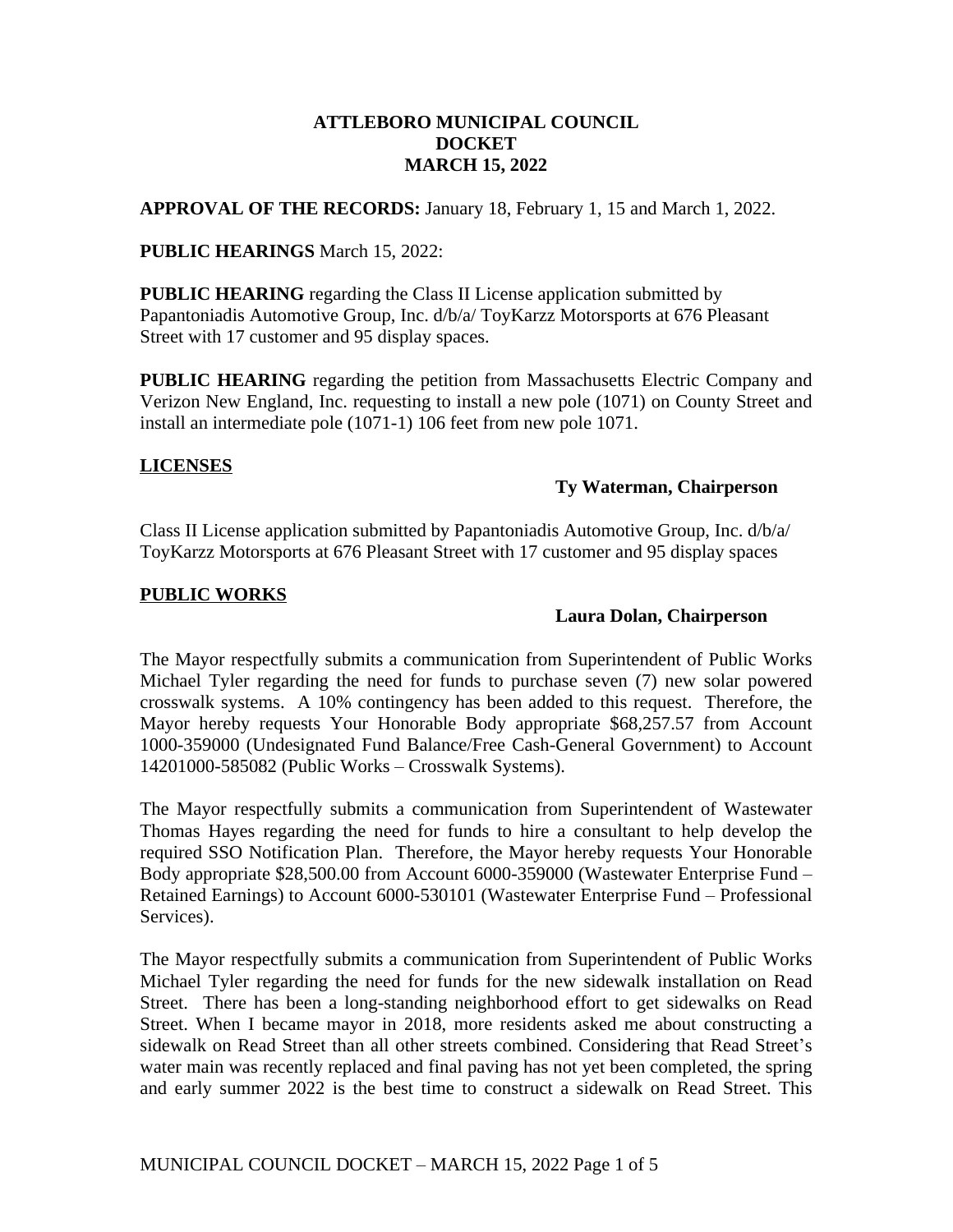# ATTLEBORO MUNICIPAL COUNCIL
## DOCKET
## MARCH 15, 2022

**APPROVAL OF THE RECORDS:** January 18, February 1, 15 and March 1, 2022.

**PUBLIC HEARINGS** March 15, 2022:

**PUBLIC HEARING** regarding the Class II License application submitted by Papantoniadis Automotive Group, Inc. d/b/a/ ToyKarzz Motorsports at 676 Pleasant Street with 17 customer and 95 display spaces.

**PUBLIC HEARING** regarding the petition from Massachusetts Electric Company and Verizon New England, Inc. requesting to install a new pole (1071) on County Street and install an intermediate pole (1071-1) 106 feet from new pole 1071.

### LICENSES

**Ty Waterman, Chairperson**

Class II License application submitted by Papantoniadis Automotive Group, Inc. d/b/a/ ToyKarzz Motorsports at 676 Pleasant Street with 17 customer and 95 display spaces

### PUBLIC WORKS

**Laura Dolan, Chairperson**

The Mayor respectfully submits a communication from Superintendent of Public Works Michael Tyler regarding the need for funds to purchase seven (7) new solar powered crosswalk systems. A 10% contingency has been added to this request. Therefore, the Mayor hereby requests Your Honorable Body appropriate $68,257.57 from Account 1000-359000 (Undesignated Fund Balance/Free Cash-General Government) to Account 14201000-585082 (Public Works – Crosswalk Systems).

The Mayor respectfully submits a communication from Superintendent of Wastewater Thomas Hayes regarding the need for funds to hire a consultant to help develop the required SSO Notification Plan. Therefore, the Mayor hereby requests Your Honorable Body appropriate $28,500.00 from Account 6000-359000 (Wastewater Enterprise Fund – Retained Earnings) to Account 6000-530101 (Wastewater Enterprise Fund – Professional Services).

The Mayor respectfully submits a communication from Superintendent of Public Works Michael Tyler regarding the need for funds for the new sidewalk installation on Read Street. There has been a long-standing neighborhood effort to get sidewalks on Read Street. When I became mayor in 2018, more residents asked me about constructing a sidewalk on Read Street than all other streets combined. Considering that Read Street's water main was recently replaced and final paving has not yet been completed, the spring and early summer 2022 is the best time to construct a sidewalk on Read Street. This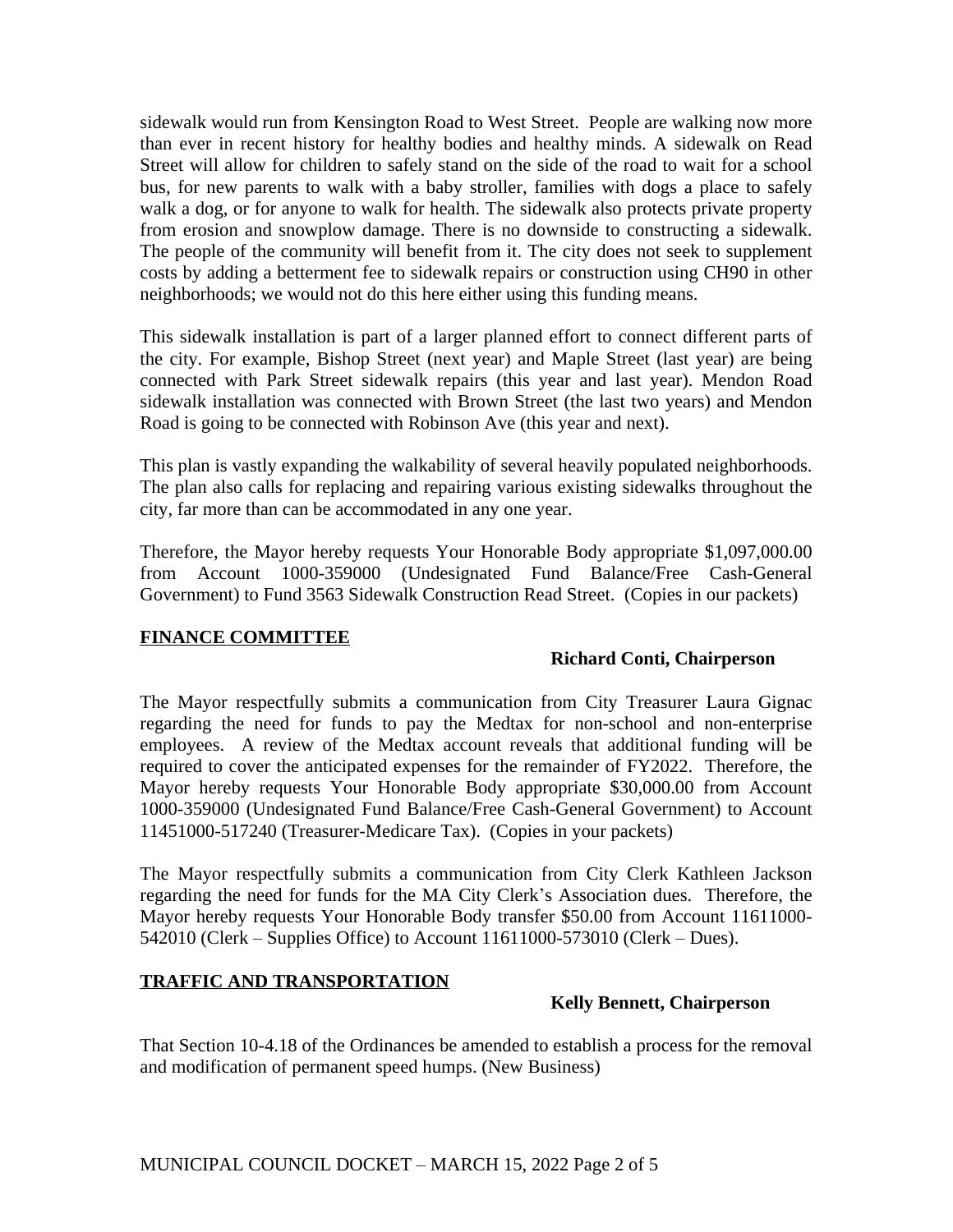sidewalk would run from Kensington Road to West Street. People are walking now more than ever in recent history for healthy bodies and healthy minds. A sidewalk on Read Street will allow for children to safely stand on the side of the road to wait for a school bus, for new parents to walk with a baby stroller, families with dogs a place to safely walk a dog, or for anyone to walk for health. The sidewalk also protects private property from erosion and snowplow damage. There is no downside to constructing a sidewalk. The people of the community will benefit from it. The city does not seek to supplement costs by adding a betterment fee to sidewalk repairs or construction using CH90 in other neighborhoods; we would not do this here either using this funding means.

This sidewalk installation is part of a larger planned effort to connect different parts of the city. For example, Bishop Street (next year) and Maple Street (last year) are being connected with Park Street sidewalk repairs (this year and last year). Mendon Road sidewalk installation was connected with Brown Street (the last two years) and Mendon Road is going to be connected with Robinson Ave (this year and next).

This plan is vastly expanding the walkability of several heavily populated neighborhoods. The plan also calls for replacing and repairing various existing sidewalks throughout the city, far more than can be accommodated in any one year.

Therefore, the Mayor hereby requests Your Honorable Body appropriate $1,097,000.00 from Account 1000-359000 (Undesignated Fund Balance/Free Cash-General Government) to Fund 3563 Sidewalk Construction Read Street. (Copies in our packets)

## FINANCE COMMITTEE

**Richard Conti, Chairperson**

The Mayor respectfully submits a communication from City Treasurer Laura Gignac regarding the need for funds to pay the Medtax for non-school and non-enterprise employees. A review of the Medtax account reveals that additional funding will be required to cover the anticipated expenses for the remainder of FY2022. Therefore, the Mayor hereby requests Your Honorable Body appropriate $30,000.00 from Account 1000-359000 (Undesignated Fund Balance/Free Cash-General Government) to Account 11451000-517240 (Treasurer-Medicare Tax). (Copies in your packets)

The Mayor respectfully submits a communication from City Clerk Kathleen Jackson regarding the need for funds for the MA City Clerk's Association dues. Therefore, the Mayor hereby requests Your Honorable Body transfer $50.00 from Account 11611000-542010 (Clerk – Supplies Office) to Account 11611000-573010 (Clerk – Dues).

## TRAFFIC AND TRANSPORTATION

**Kelly Bennett, Chairperson**

That Section 10-4.18 of the Ordinances be amended to establish a process for the removal and modification of permanent speed humps. (New Business)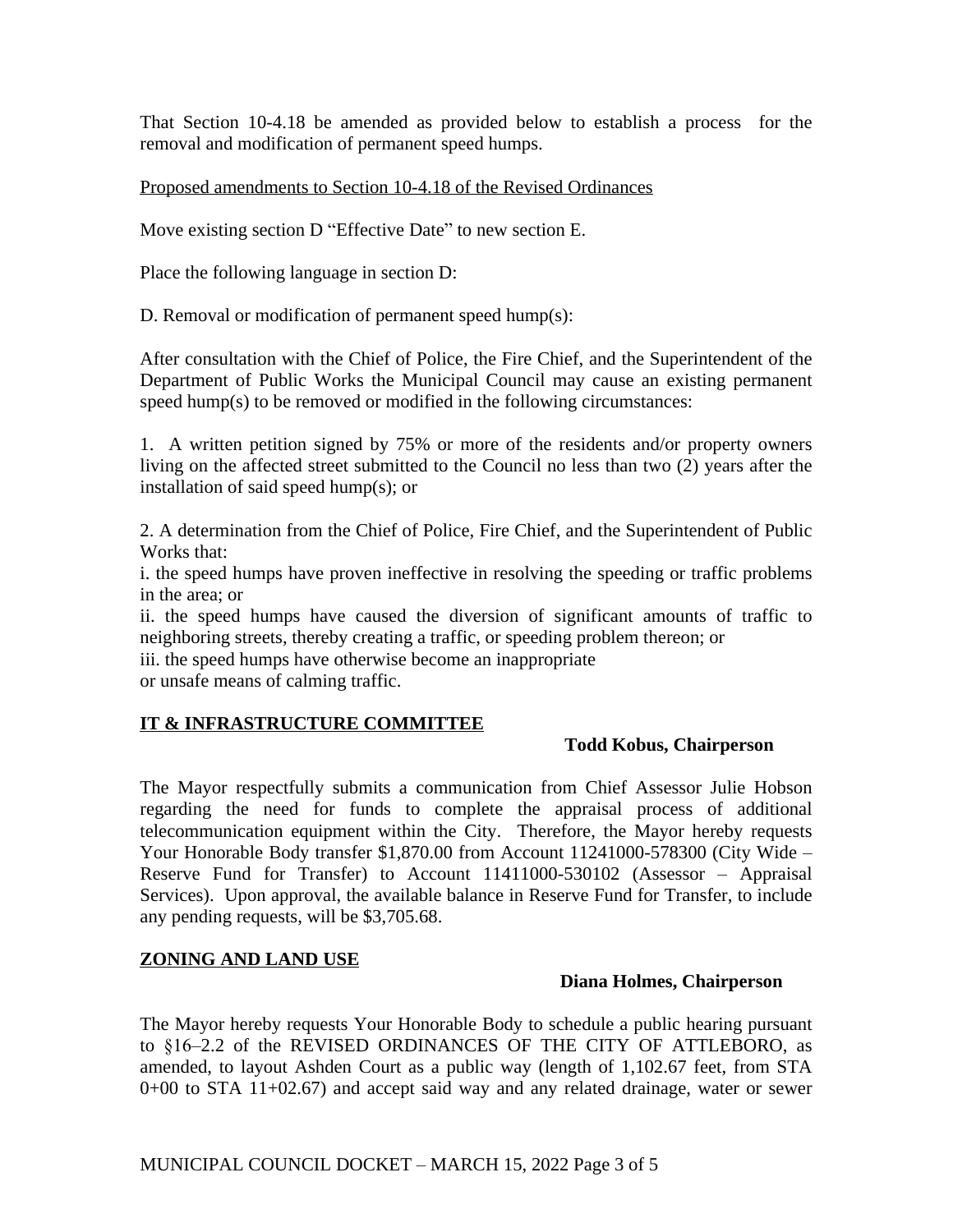That Section 10-4.18 be amended as provided below to establish a process for the removal and modification of permanent speed humps.

Proposed amendments to Section 10-4.18 of the Revised Ordinances

Move existing section D "Effective Date" to new section E.

Place the following language in section D:

D. Removal or modification of permanent speed hump(s):

After consultation with the Chief of Police, the Fire Chief, and the Superintendent of the Department of Public Works the Municipal Council may cause an existing permanent speed hump(s) to be removed or modified in the following circumstances:

1. A written petition signed by 75% or more of the residents and/or property owners living on the affected street submitted to the Council no less than two (2) years after the installation of said speed hump(s); or

2. A determination from the Chief of Police, Fire Chief, and the Superintendent of Public Works that:
i. the speed humps have proven ineffective in resolving the speeding or traffic problems in the area; or
ii. the speed humps have caused the diversion of significant amounts of traffic to neighboring streets, thereby creating a traffic, or speeding problem thereon; or
iii. the speed humps have otherwise become an inappropriate or unsafe means of calming traffic.

## IT & INFRASTRUCTURE COMMITTEE

**Todd Kobus, Chairperson**

The Mayor respectfully submits a communication from Chief Assessor Julie Hobson regarding the need for funds to complete the appraisal process of additional telecommunication equipment within the City. Therefore, the Mayor hereby requests Your Honorable Body transfer $1,870.00 from Account 11241000-578300 (City Wide – Reserve Fund for Transfer) to Account 11411000-530102 (Assessor – Appraisal Services). Upon approval, the available balance in Reserve Fund for Transfer, to include any pending requests, will be $3,705.68.

## ZONING AND LAND USE

**Diana Holmes, Chairperson**

The Mayor hereby requests Your Honorable Body to schedule a public hearing pursuant to §16–2.2 of the REVISED ORDINANCES OF THE CITY OF ATTLEBORO, as amended, to layout Ashden Court as a public way (length of 1,102.67 feet, from STA 0+00 to STA 11+02.67) and accept said way and any related drainage, water or sewer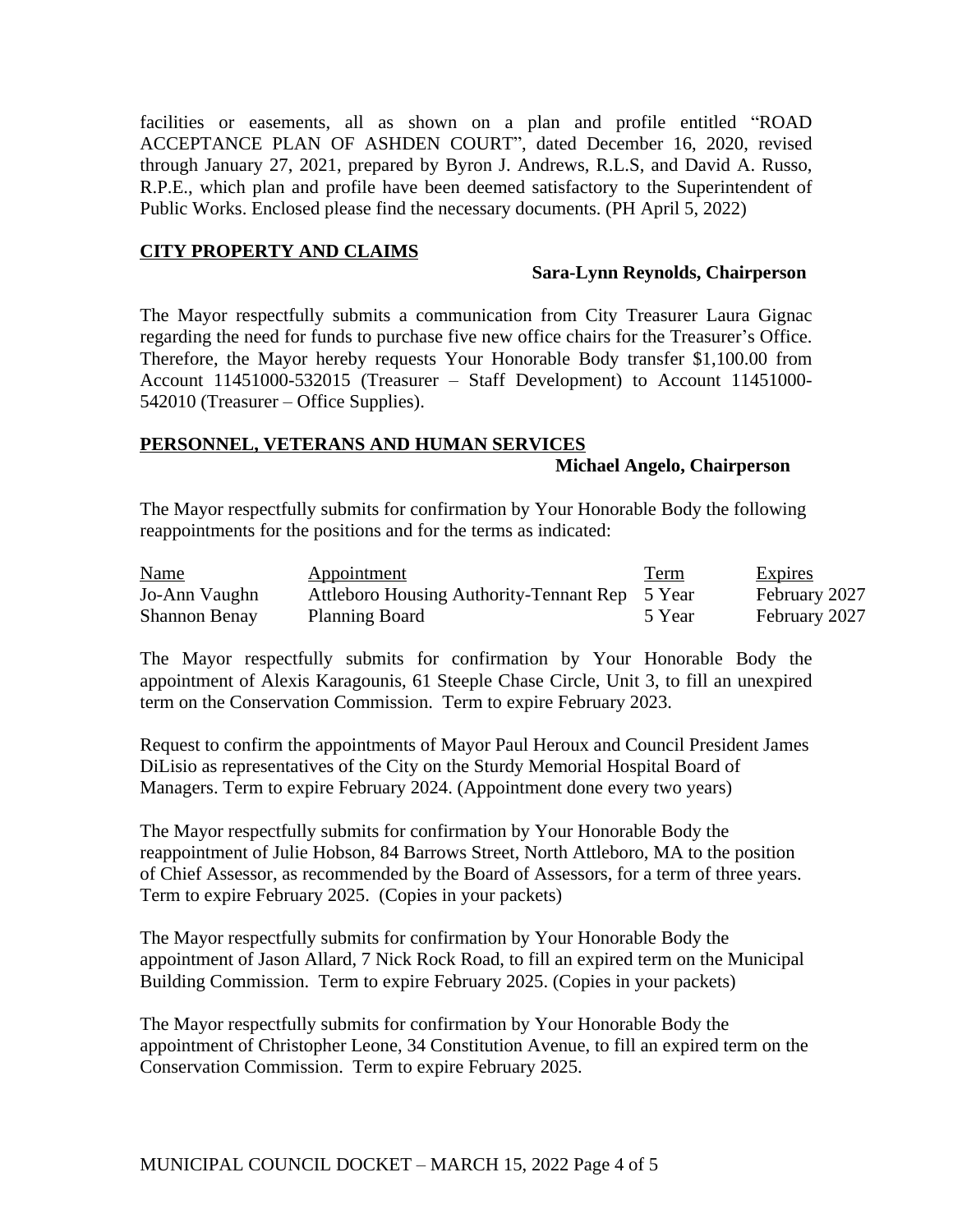facilities or easements, all as shown on a plan and profile entitled "ROAD ACCEPTANCE PLAN OF ASHDEN COURT", dated December 16, 2020, revised through January 27, 2021, prepared by Byron J. Andrews, R.L.S, and David A. Russo, R.P.E., which plan and profile have been deemed satisfactory to the Superintendent of Public Works. Enclosed please find the necessary documents. (PH April 5, 2022)

## CITY PROPERTY AND CLAIMS

**Sara-Lynn Reynolds, Chairperson**

The Mayor respectfully submits a communication from City Treasurer Laura Gignac regarding the need for funds to purchase five new office chairs for the Treasurer's Office. Therefore, the Mayor hereby requests Your Honorable Body transfer $1,100.00 from Account 11451000-532015 (Treasurer – Staff Development) to Account 11451000-542010 (Treasurer – Office Supplies).

## PERSONNEL, VETERANS AND HUMAN SERVICES

**Michael Angelo, Chairperson**

The Mayor respectfully submits for confirmation by Your Honorable Body the following reappointments for the positions and for the terms as indicated:

| Name | Appointment | Term | Expires |
|---|---|---|---|
| Jo-Ann Vaughn | Attleboro Housing Authority-Tennant Rep | 5 Year | February 2027 |
| Shannon Benay | Planning Board | 5 Year | February 2027 |

The Mayor respectfully submits for confirmation by Your Honorable Body the appointment of Alexis Karagounis, 61 Steeple Chase Circle, Unit 3, to fill an unexpired term on the Conservation Commission. Term to expire February 2023.

Request to confirm the appointments of Mayor Paul Heroux and Council President James DiLisio as representatives of the City on the Sturdy Memorial Hospital Board of Managers. Term to expire February 2024. (Appointment done every two years)

The Mayor respectfully submits for confirmation by Your Honorable Body the reappointment of Julie Hobson, 84 Barrows Street, North Attleboro, MA to the position of Chief Assessor, as recommended by the Board of Assessors, for a term of three years. Term to expire February 2025. (Copies in your packets)

The Mayor respectfully submits for confirmation by Your Honorable Body the appointment of Jason Allard, 7 Nick Rock Road, to fill an expired term on the Municipal Building Commission. Term to expire February 2025. (Copies in your packets)

The Mayor respectfully submits for confirmation by Your Honorable Body the appointment of Christopher Leone, 34 Constitution Avenue, to fill an expired term on the Conservation Commission. Term to expire February 2025.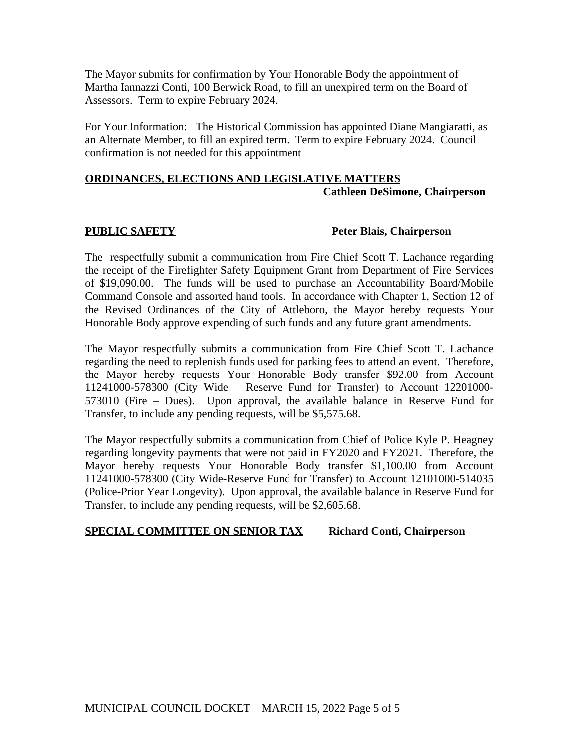The Mayor submits for confirmation by Your Honorable Body the appointment of Martha Iannazzi Conti, 100 Berwick Road, to fill an unexpired term on the Board of Assessors. Term to expire February 2024.

For Your Information: The Historical Commission has appointed Diane Mangiaratti, as an Alternate Member, to fill an expired term. Term to expire February 2024. Council confirmation is not needed for this appointment

**ORDINANCES, ELECTIONS AND LEGISLATIVE MATTERS**
**Cathleen DeSimone, Chairperson**

**PUBLIC SAFETY** **Peter Blais, Chairperson**

The respectfully submit a communication from Fire Chief Scott T. Lachance regarding the receipt of the Firefighter Safety Equipment Grant from Department of Fire Services of $19,090.00. The funds will be used to purchase an Accountability Board/Mobile Command Console and assorted hand tools. In accordance with Chapter 1, Section 12 of the Revised Ordinances of the City of Attleboro, the Mayor hereby requests Your Honorable Body approve expending of such funds and any future grant amendments.

The Mayor respectfully submits a communication from Fire Chief Scott T. Lachance regarding the need to replenish funds used for parking fees to attend an event. Therefore, the Mayor hereby requests Your Honorable Body transfer $92.00 from Account 11241000-578300 (City Wide – Reserve Fund for Transfer) to Account 12201000-573010 (Fire – Dues). Upon approval, the available balance in Reserve Fund for Transfer, to include any pending requests, will be $5,575.68.

The Mayor respectfully submits a communication from Chief of Police Kyle P. Heagney regarding longevity payments that were not paid in FY2020 and FY2021. Therefore, the Mayor hereby requests Your Honorable Body transfer $1,100.00 from Account 11241000-578300 (City Wide-Reserve Fund for Transfer) to Account 12101000-514035 (Police-Prior Year Longevity). Upon approval, the available balance in Reserve Fund for Transfer, to include any pending requests, will be $2,605.68.

**SPECIAL COMMITTEE ON SENIOR TAX** **Richard Conti, Chairperson**